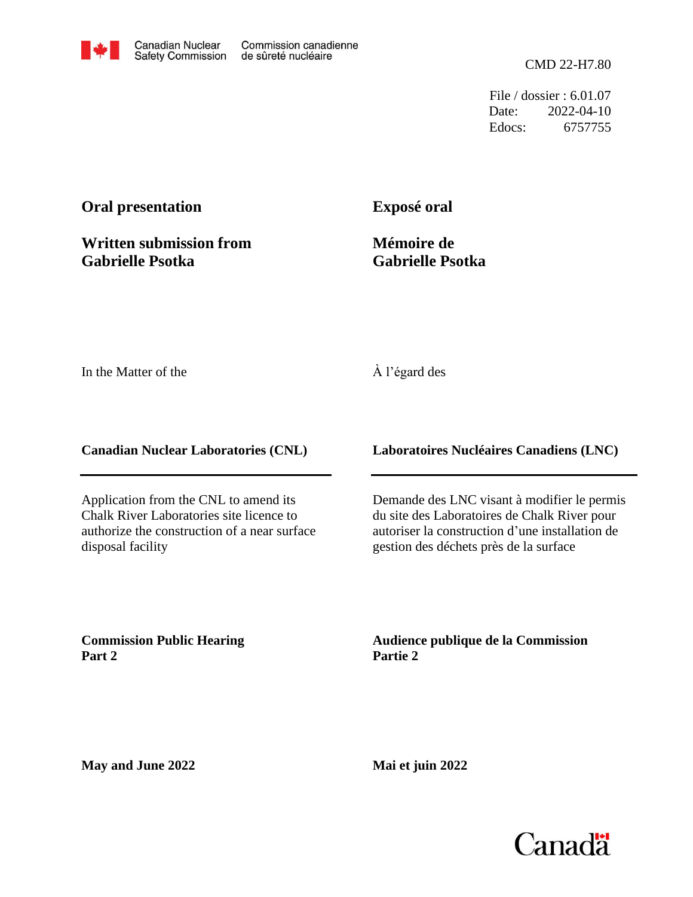Canadian Nuclear Safety Commission | Commission canadienne de sûreté nucléaire

CMD 22-H7.80

File / dossier : 6.01.07
Date: 2022-04-10
Edocs: 6757755

**Oral presentation**

**Written submission from Gabrielle Psotka**

**Exposé oral**

**Mémoire de Gabrielle Psotka**

In the Matter of the

À l'égard des

**Canadian Nuclear Laboratories (CNL)**

**Laboratoires Nucléaires Canadiens (LNC)**

Application from the CNL to amend its Chalk River Laboratories site licence to authorize the construction of a near surface disposal facility

Demande des LNC visant à modifier le permis du site des Laboratoires de Chalk River pour autoriser la construction d'une installation de gestion des déchets près de la surface

**Commission Public Hearing Part 2**

**Audience publique de la Commission Partie 2**

**May and June 2022**

**Mai et juin 2022**

Canada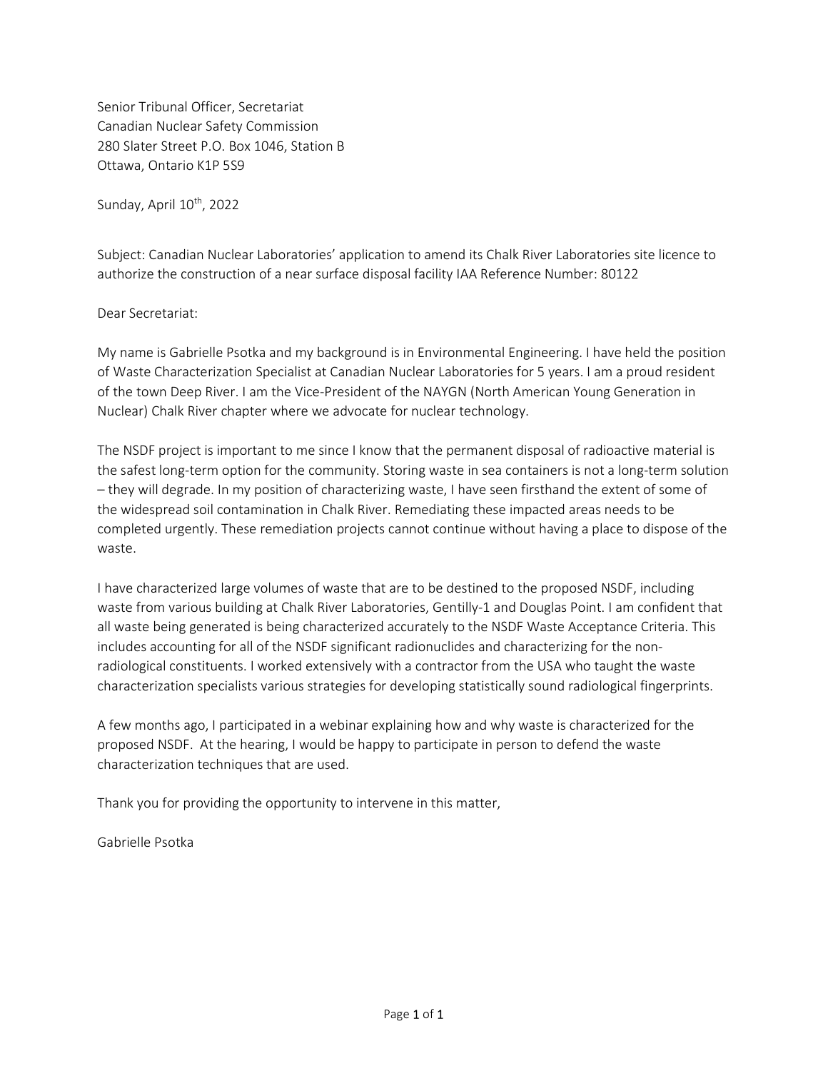Senior Tribunal Officer, Secretariat
Canadian Nuclear Safety Commission
280 Slater Street P.O. Box 1046, Station B
Ottawa, Ontario K1P 5S9

Sunday, April 10th, 2022

Subject: Canadian Nuclear Laboratories' application to amend its Chalk River Laboratories site licence to authorize the construction of a near surface disposal facility IAA Reference Number: 80122

Dear Secretariat:

My name is Gabrielle Psotka and my background is in Environmental Engineering. I have held the position of Waste Characterization Specialist at Canadian Nuclear Laboratories for 5 years. I am a proud resident of the town Deep River. I am the Vice-President of the NAYGN (North American Young Generation in Nuclear) Chalk River chapter where we advocate for nuclear technology.

The NSDF project is important to me since I know that the permanent disposal of radioactive material is the safest long-term option for the community. Storing waste in sea containers is not a long-term solution – they will degrade. In my position of characterizing waste, I have seen firsthand the extent of some of the widespread soil contamination in Chalk River. Remediating these impacted areas needs to be completed urgently. These remediation projects cannot continue without having a place to dispose of the waste.

I have characterized large volumes of waste that are to be destined to the proposed NSDF, including waste from various building at Chalk River Laboratories, Gentilly-1 and Douglas Point. I am confident that all waste being generated is being characterized accurately to the NSDF Waste Acceptance Criteria. This includes accounting for all of the NSDF significant radionuclides and characterizing for the non-radiological constituents. I worked extensively with a contractor from the USA who taught the waste characterization specialists various strategies for developing statistically sound radiological fingerprints.

A few months ago, I participated in a webinar explaining how and why waste is characterized for the proposed NSDF. At the hearing, I would be happy to participate in person to defend the waste characterization techniques that are used.

Thank you for providing the opportunity to intervene in this matter,

Gabrielle Psotka